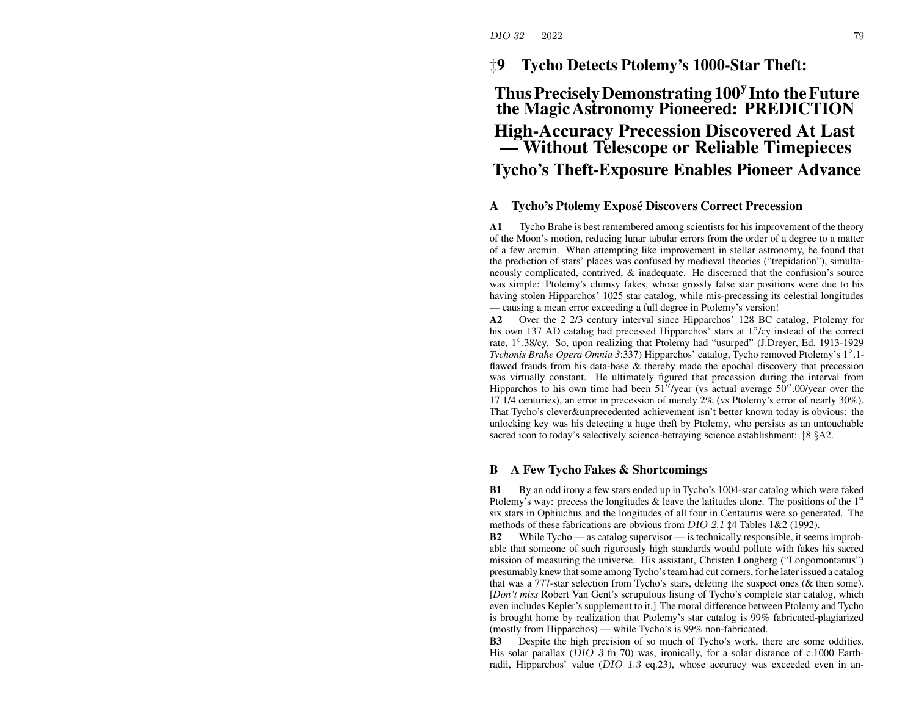# ‡9 Tycho Detects Ptolemy's 1000-Star Theft:

## Thus Precisely Demonstrating $100^y$ Into the Future the Magic Astronomy Pioneered: PREDICTION

## High-Accuracy Precession Discovered At Last — Without Telescope or Reliable Timepieces

## Tycho's Theft-Exposure Enables Pioneer Advance

### A Tycho's Ptolemy Exposé Discovers Correct Precession

**A1** Tycho Brahe is best remembered among scientists for his improvement of the theory of the Moon's motion, reducing lunar tabular errors from the order of a degree to a matter of a few arcmin. When attempting like improvement in stellar astronomy, he found that the prediction of stars' places was confused by medieval theories ("trepidation"), simultaneously complicated, contrived, & inadequate. He discerned that the confusion's source was simple: Ptolemy's clumsy fakes, whose grossly false star positions were due to his having stolen Hipparchos' 1025 star catalog, while mis-precessing its celestial longitudes — causing a mean error exceeding a full degree in Ptolemy's version!

**A2** Over the 2 2/3 century interval since Hipparchos' 128 BC catalog, Ptolemy for his own 137 AD catalog had precessed Hipparchos' stars at $1^\circ$/cy instead of the correct rate, $1^\circ.38$/cy. So, upon realizing that Ptolemy had "usurped" (J.Dreyer, Ed. 1913-1929 *Tychonis Brahe Opera Omnia 3*:337) Hipparchos' catalog, Tycho removed Ptolemy's $1^\circ.1$-flawed frauds from his data-base & thereby made the epochal discovery that precession was virtually constant. He ultimately figured that precession during the interval from Hipparchos to his own time had been $51''$/year (vs actual average $50''.00$/year over the 17 1/4 centuries), an error in precession of merely 2% (vs Ptolemy's error of nearly 30%). That Tycho's clever&unprecedented achievement isn't better known today is obvious: the unlocking key was his detecting a huge theft by Ptolemy, who persists as an untouchable sacred icon to today's selectively science-betraying science establishment: ‡8 §A2.

### B A Few Tycho Fakes & Shortcomings

**B1** By an odd irony a few stars ended up in Tycho's 1004-star catalog which were faked Ptolemy's way: precess the longitudes & leave the latitudes alone. The positions of the 1st six stars in Ophiuchus and the longitudes of all four in Centaurus were so generated. The methods of these fabrications are obvious from *DIO 2.1* ‡4 Tables 1&2 (1992).

**B2** While Tycho — as catalog supervisor — is technically responsible, it seems improbable that someone of such rigorously high standards would pollute with fakes his sacred mission of measuring the universe. His assistant, Christen Longberg ("Longomontanus") presumably knew that some among Tycho's team had cut corners, for he later issued a catalog that was a 777-star selection from Tycho's stars, deleting the suspect ones (& then some). [*Don't miss* Robert Van Gent's scrupulous listing of Tycho's complete star catalog, which even includes Kepler's supplement to it.] The moral difference between Ptolemy and Tycho is brought home by realization that Ptolemy's star catalog is 99% fabricated-plagiarized (mostly from Hipparchos) — while Tycho's is 99% non-fabricated.

**B3** Despite the high precision of so much of Tycho's work, there are some oddities. His solar parallax (*DIO 3* fn 70) was, ironically, for a solar distance of c.1000 Earth-radii, Hipparchos' value (*DIO 1.3* eq.23), whose accuracy was exceeded even in an-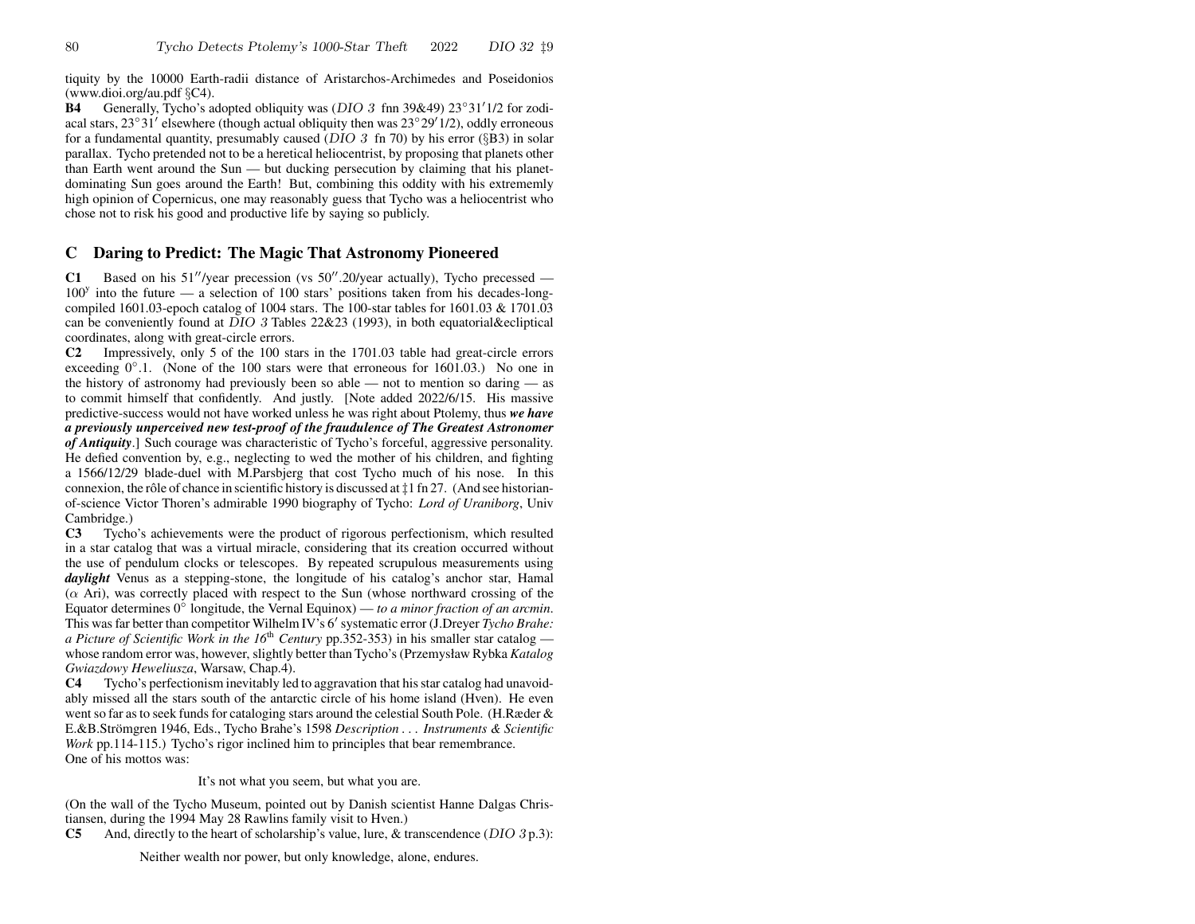tiquity by the 10000 Earth-radii distance of Aristarchos-Archimedes and Poseidonios (www.dioi.org/au.pdf §C4).

**B4** Generally, Tycho's adopted obliquity was (*DIO 3* fnn 39&49) $23°31'1/2$ for zodiacal stars, $23°31'$ elsewhere (though actual obliquity then was $23°29'1/2$), oddly erroneous for a fundamental quantity, presumably caused (*DIO 3* fn 70) by his error (§B3) in solar parallax. Tycho pretended not to be a heretical heliocentrist, by proposing that planets other than Earth went around the Sun — but ducking persecution by claiming that his planet-dominating Sun goes around the Earth! But, combining this oddity with his extrememly high opinion of Copernicus, one may reasonably guess that Tycho was a heliocentrist who chose not to risk his good and productive life by saying so publicly.

## C Daring to Predict: The Magic That Astronomy Pioneered

**C1** Based on his $51''$/year precession (vs $50''.20$/year actually), Tycho precessed — $100^y$ into the future — a selection of 100 stars' positions taken from his decades-long-compiled 1601.03-epoch catalog of 1004 stars. The 100-star tables for 1601.03 & 1701.03 can be conveniently found at *DIO 3* Tables 22&23 (1993), in both equatorial&ecliptical coordinates, along with great-circle errors.

**C2** Impressively, only 5 of the 100 stars in the 1701.03 table had great-circle errors exceeding $0°.1$. (None of the 100 stars were that erroneous for 1601.03.) No one in the history of astronomy had previously been so able — not to mention so daring — as to commit himself that confidently. And justly. [Note added 2022/6/15. His massive predictive-success would not have worked unless he was right about Ptolemy, thus ***we have a previously unperceived new test-proof of the fraudulence of The Greatest Astronomer of Antiquity***.] Such courage was characteristic of Tycho's forceful, aggressive personality. He defied convention by, e.g., neglecting to wed the mother of his children, and fighting a 1566/12/29 blade-duel with M.Parsbjerg that cost Tycho much of his nose. In this connexion, the rôle of chance in scientific history is discussed at ‡1 fn 27. (And see historian-of-science Victor Thoren's admirable 1990 biography of Tycho: *Lord of Uraniborg*, Univ Cambridge.)

**C3** Tycho's achievements were the product of rigorous perfectionism, which resulted in a star catalog that was a virtual miracle, considering that its creation occurred without the use of pendulum clocks or telescopes. By repeated scrupulous measurements using ***daylight*** Venus as a stepping-stone, the longitude of his catalog's anchor star, Hamal ($\alpha$ Ari), was correctly placed with respect to the Sun (whose northward crossing of the Equator determines $0°$ longitude, the Vernal Equinox) — *to a minor fraction of an arcmin*. This was far better than competitor Wilhelm IV's $6'$ systematic error (J.Dreyer *Tycho Brahe: a Picture of Scientific Work in the 16th Century* pp.352-353) in his smaller star catalog — whose random error was, however, slightly better than Tycho's (Przemysław Rybka *Katalog Gwiazdowy Heweliusza*, Warsaw, Chap.4).

**C4** Tycho's perfectionism inevitably led to aggravation that his star catalog had unavoidably missed all the stars south of the antarctic circle of his home island (Hven). He even went so far as to seek funds for cataloging stars around the celestial South Pole. (H.Ræder & E.&B.Strömgren 1946, Eds., Tycho Brahe's 1598 *Description . . . Instruments & Scientific Work* pp.114-115.) Tycho's rigor inclined him to principles that bear remembrance. One of his mottos was:

It's not what you seem, but what you are.

(On the wall of the Tycho Museum, pointed out by Danish scientist Hanne Dalgas Christiansen, during the 1994 May 28 Rawlins family visit to Hven.)

**C5** And, directly to the heart of scholarship's value, lure, & transcendence (*DIO 3* p.3):

Neither wealth nor power, but only knowledge, alone, endures.